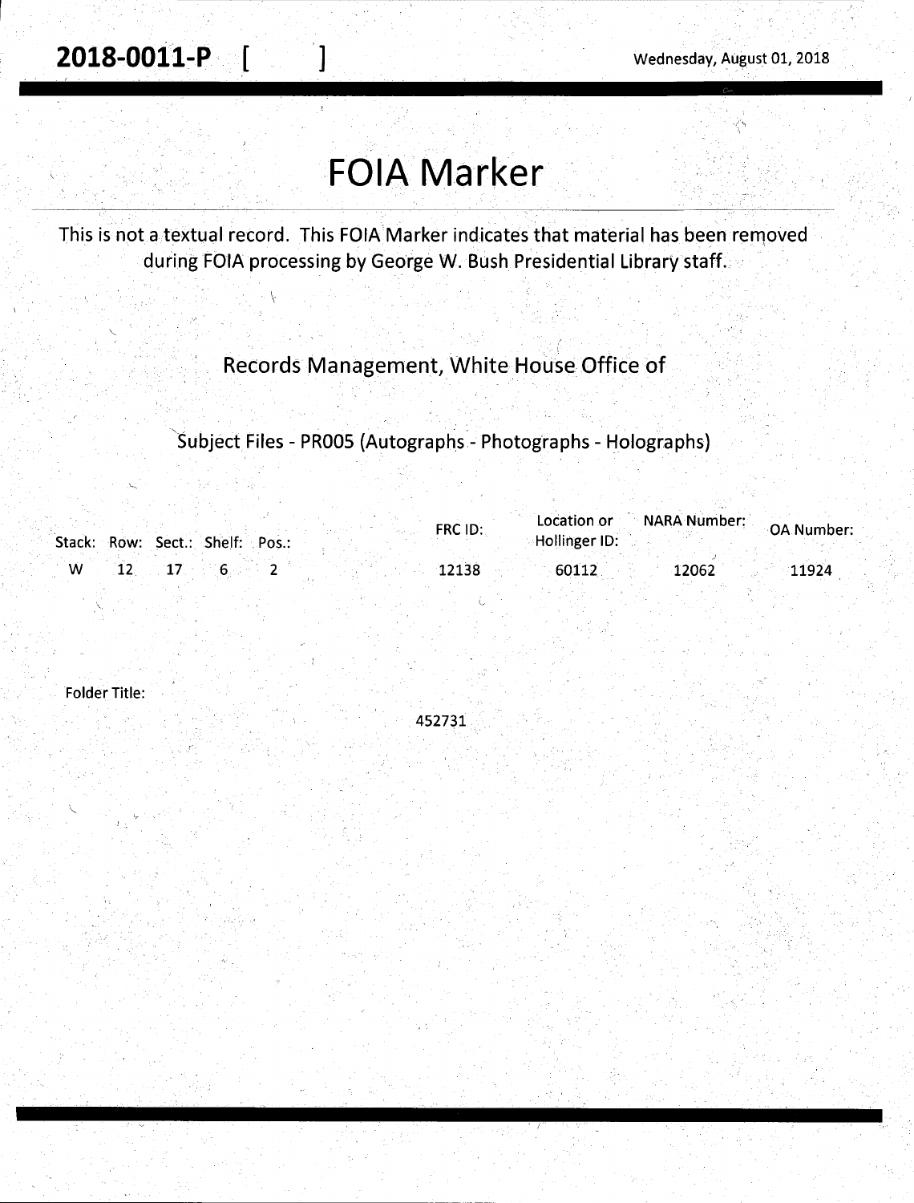**2018-0011-P [ ]** Wednesday, August 01, 2018

# FOIA Marker

This is not a textual record. This FOIA Marker indicates that material has been removed during FOIA processing by George W. Bush Presidential Library staff.

## Records Management, White House Office of

### Subject Files - PR005 (Autographs - Photographs - Holographs)

| Stack: | Row: | Sect.: | Shelf: | Pos.: | FRC ID: | Location or Hollinger ID: | NARA Number: | OA Number: |
|---|---|---|---|---|---|---|---|---|
| W | 12 | 17 | 6 | 2 | 12138 | 60112 | 12062 | 11924 |

Folder Title:

452731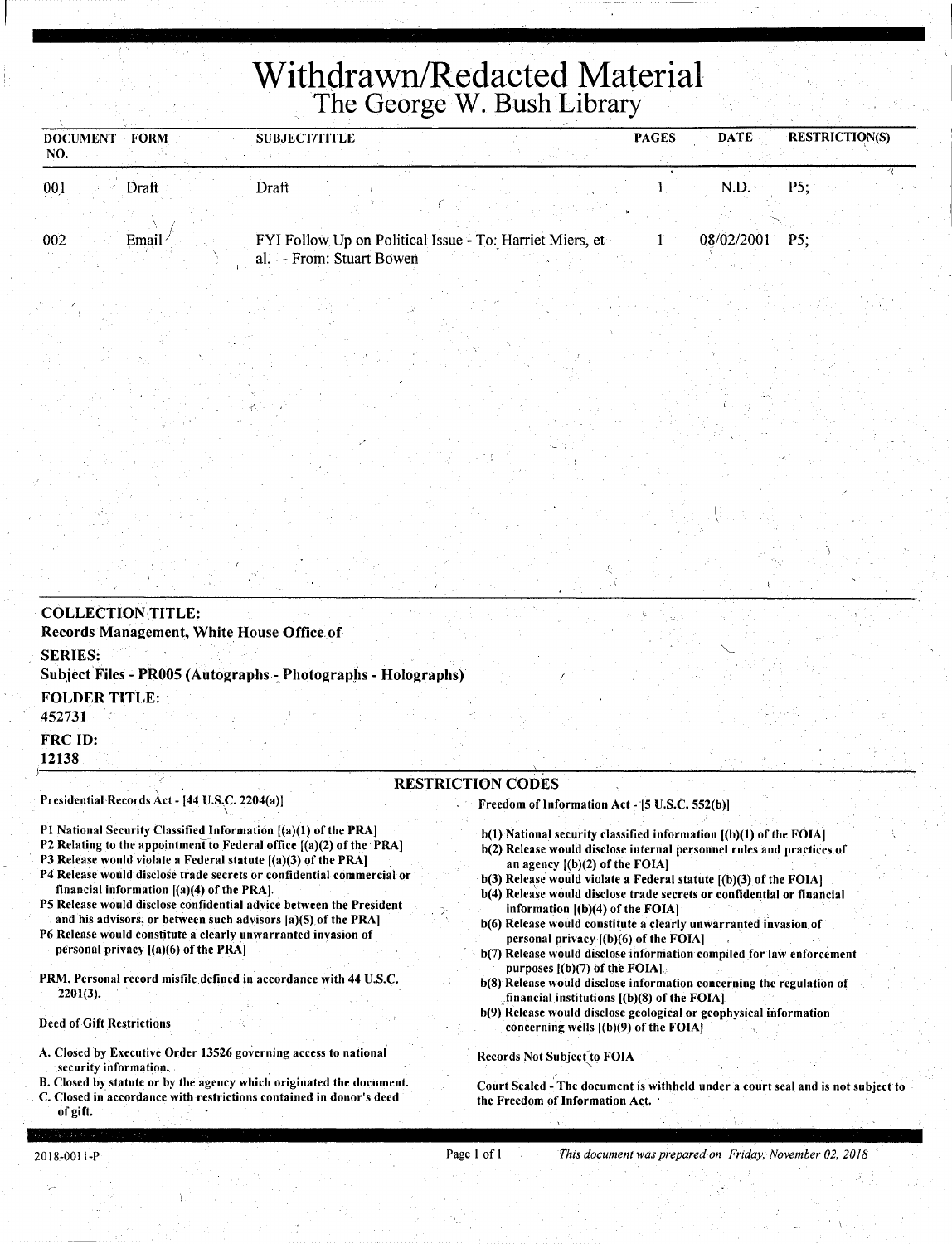# Withdrawn/Redacted Material
## The George W. Bush Library

| DOCUMENT NO. | FORM | SUBJECT/TITLE | PAGES | DATE | RESTRICTION(S) |
|---|---|---|---|---|---|
| 001 | Draft | Draft | 1 | N.D. | P5; |
| 002 | Email | FYI Follow Up on Political Issue - To: Harriet Miers, et al. - From: Stuart Bowen | 1 | 08/02/2001 | P5; |

**COLLECTION TITLE:**
**Records Management, White House Office of**

**SERIES:**
**Subject Files - PR005 (Autographs - Photographs - Holographs)**

**FOLDER TITLE:**
**452731**

**FRC ID:**
**12138**

### RESTRICTION CODES

Presidential Records Act - [44 U.S.C. 2204(a)]

P1 National Security Classified Information [(a)(1) of the PRA]
P2 Relating to the appointment to Federal office [(a)(2) of the PRA]
P3 Release would violate a Federal statute [(a)(3) of the PRA]
P4 Release would disclose trade secrets or confidential commercial or financial information [(a)(4) of the PRA].
P5 Release would disclose confidential advice between the President and his advisors, or between such advisors [a)(5) of the PRA]
P6 Release would constitute a clearly unwarranted invasion of personal privacy [(a)(6) of the PRA]

PRM. Personal record misfile defined in accordance with 44 U.S.C. 2201(3).

Deed of Gift Restrictions

A. Closed by Executive Order 13526 governing access to national security information.
B. Closed by statute or by the agency which originated the document.
C. Closed in accordance with restrictions contained in donor's deed of gift.

Freedom of Information Act - [5 U.S.C. 552(b)]

b(1) National security classified information [(b)(1) of the FOIA]
b(2) Release would disclose internal personnel rules and practices of an agency [(b)(2) of the FOIA]
b(3) Release would violate a Federal statute [(b)(3) of the FOIA]
b(4) Release would disclose trade secrets or confidential or financial information [(b)(4) of the FOIA]
b(6) Release would constitute a clearly unwarranted invasion of personal privacy [(b)(6) of the FOIA]
b(7) Release would disclose information compiled for law enforcement purposes [(b)(7) of the FOIA]
b(8) Release would disclose information concerning the regulation of financial institutions [(b)(8) of the FOIA]
b(9) Release would disclose geological or geophysical information concerning wells [(b)(9) of the FOIA]

Records Not Subject to FOIA

Court Sealed - The document is withheld under a court seal and is not subject to the Freedom of Information Act.

2018-0011-P

*This document was prepared on Friday, November 02, 2018*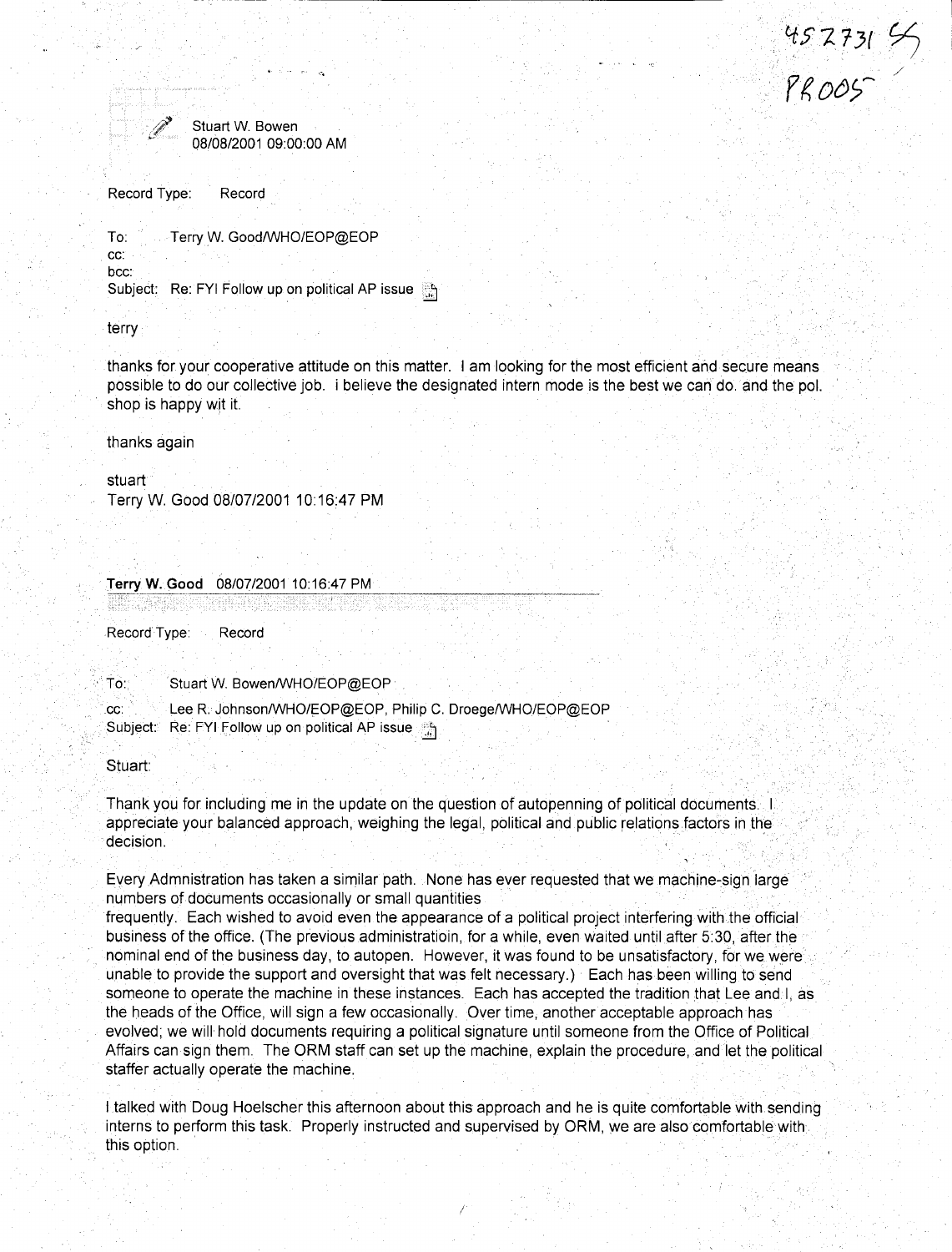452731 SS
PR005

Stuart W. Bowen
08/08/2001 09:00:00 AM

Record Type: Record

To: Terry W. Good/WHO/EOP@EOP
cc:
bcc:
Subject: Re: FYI Follow up on political AP issue

terry

thanks for your cooperative attitude on this matter. I am looking for the most efficient and secure means possible to do our collective job. i believe the designated intern mode is the best we can do. and the pol. shop is happy wit it.

thanks again

stuart
Terry W. Good 08/07/2001 10:16:47 PM

**Terry W. Good** 08/07/2001 10:16:47 PM

Record Type: Record

To: Stuart W. Bowen/WHO/EOP@EOP
cc: Lee R. Johnson/WHO/EOP@EOP, Philip C. Droege/WHO/EOP@EOP
Subject: Re: FYI Follow up on political AP issue

Stuart:

Thank you for including me in the update on the question of autopenning of political documents. I appreciate your balanced approach, weighing the legal, political and public relations factors in the decision.

Every Admnistration has taken a similar path. None has ever requested that we machine-sign large numbers of documents occasionally or small quantities
frequently. Each wished to avoid even the appearance of a political project interfering with the official business of the office. (The previous administratioin, for a while, even waited until after 5:30, after the nominal end of the business day, to autopen. However, it was found to be unsatisfactory, for we were unable to provide the support and oversight that was felt necessary.) Each has been willing to send someone to operate the machine in these instances. Each has accepted the tradition that Lee and I, as the heads of the Office, will sign a few occasionally. Over time, another acceptable approach has evolved; we will hold documents requiring a political signature until someone from the Office of Political Affairs can sign them. The ORM staff can set up the machine, explain the procedure, and let the political staffer actually operate the machine.

I talked with Doug Hoelscher this afternoon about this approach and he is quite comfortable with sending interns to perform this task. Properly instructed and supervised by ORM, we are also comfortable with this option.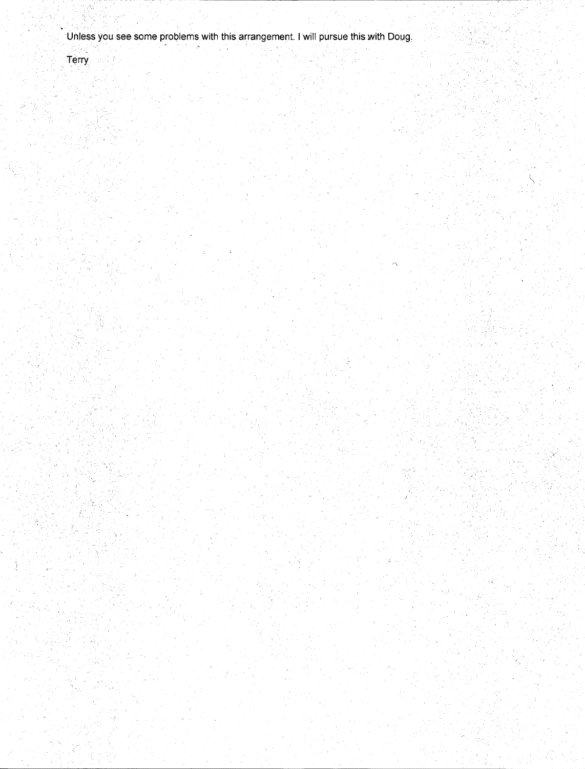Unless you see some problems with this arrangement. I will pursue this with Doug.

Terry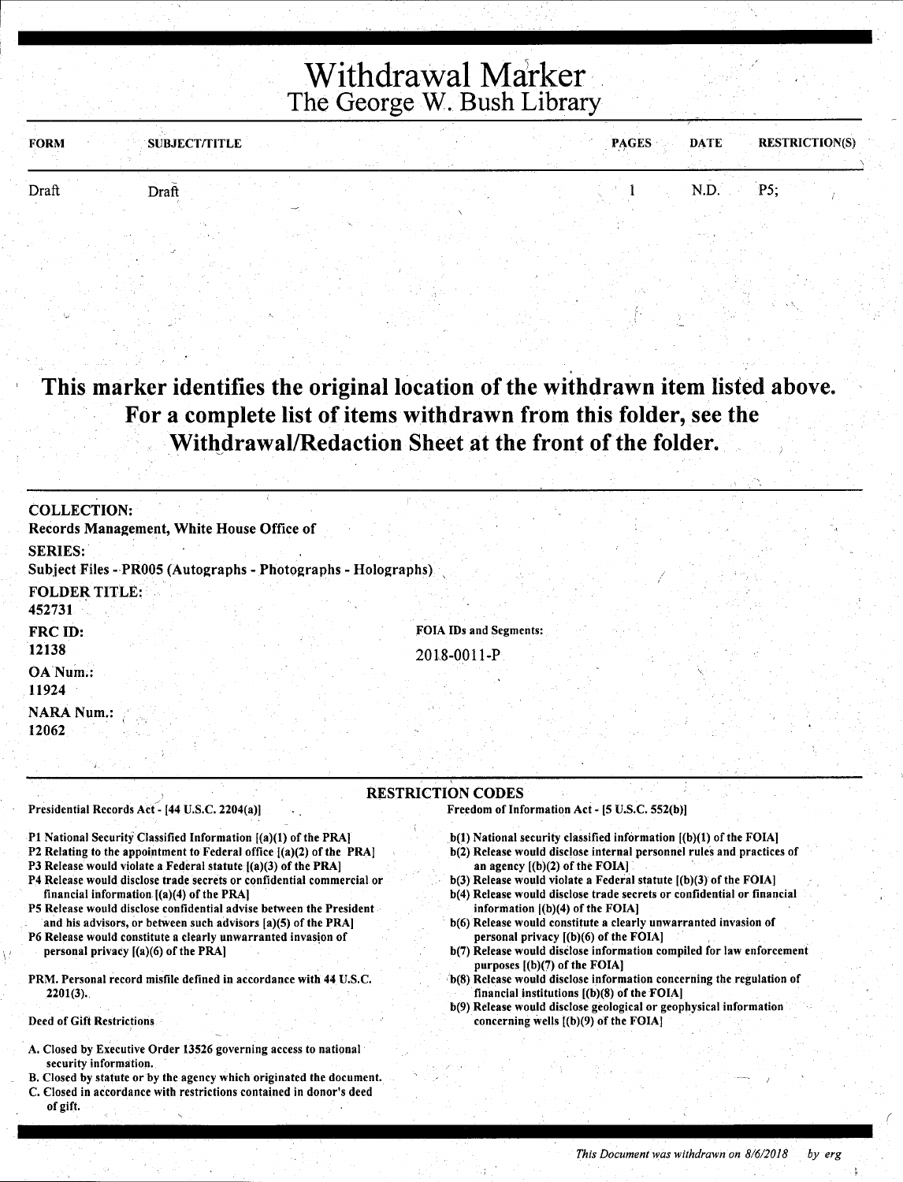# Withdrawal Marker
## The George W. Bush Library

| FORM | SUBJECT/TITLE | PAGES | DATE | RESTRICTION(S) |
|---|---|---|---|---|
| Draft | Draft | 1 | N.D. | P5; |

**This marker identifies the original location of the withdrawn item listed above. For a complete list of items withdrawn from this folder, see the Withdrawal/Redaction Sheet at the front of the folder.**

**COLLECTION:**
**Records Management, White House Office of**

**SERIES:**
**Subject Files - PR005 (Autographs - Photographs - Holographs)**

**FOLDER TITLE:**
**452731**

**FRC ID:**
**12138**

**FOIA IDs and Segments:**
2018-0011-P

**OA Num.:**
**11924**

**NARA Num.:**
**12062**

### RESTRICTION CODES

Presidential Records Act - [44 U.S.C. 2204(a)]

- P1 National Security Classified Information [(a)(1) of the PRA]
- P2 Relating to the appointment to Federal office [(a)(2) of the PRA]
- P3 Release would violate a Federal statute [(a)(3) of the PRA]
- P4 Release would disclose trade secrets or confidential commercial or financial information [(a)(4) of the PRA]
- P5 Release would disclose confidential advise between the President and his advisors, or between such advisors [a)(5) of the PRA]
- P6 Release would constitute a clearly unwarranted invasion of personal privacy [(a)(6) of the PRA]

PRM. Personal record misfile defined in accordance with 44 U.S.C. 2201(3).

Deed of Gift Restrictions

- A. Closed by Executive Order 13526 governing access to national security information.
- B. Closed by statute or by the agency which originated the document.
- C. Closed in accordance with restrictions contained in donor's deed of gift.

Freedom of Information Act - [5 U.S.C. 552(b)]

- b(1) National security classified information [(b)(1) of the FOIA]
- b(2) Release would disclose internal personnel rules and practices of an agency [(b)(2) of the FOIA]
- b(3) Release would violate a Federal statute [(b)(3) of the FOIA]
- b(4) Release would disclose trade secrets or confidential or financial information [(b)(4) of the FOIA]
- b(6) Release would constitute a clearly unwarranted invasion of personal privacy [(b)(6) of the FOIA]
- b(7) Release would disclose information compiled for law enforcement purposes [(b)(7) of the FOIA]
- b(8) Release would disclose information concerning the regulation of financial institutions [(b)(8) of the FOIA]
- b(9) Release would disclose geological or geophysical information concerning wells [(b)(9) of the FOIA]

*This Document was withdrawn on 8/6/2018 by erg*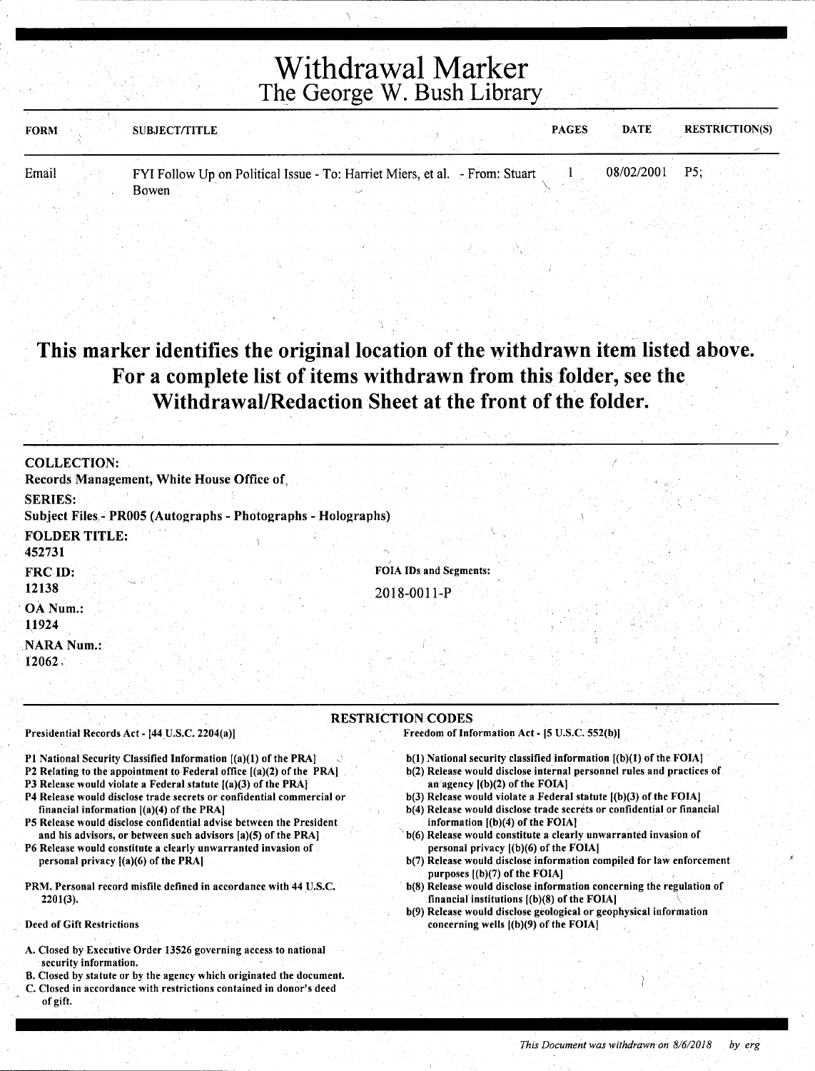# Withdrawal Marker
## The George W. Bush Library

| FORM | SUBJECT/TITLE | PAGES | DATE | RESTRICTION(S) |
|---|---|---|---|---|
| Email | FYI Follow Up on Political Issue - To: Harriet Miers, et al. - From: Stuart Bowen | 1 | 08/02/2001 | P5; |

**This marker identifies the original location of the withdrawn item listed above. For a complete list of items withdrawn from this folder, see the Withdrawal/Redaction Sheet at the front of the folder.**

**COLLECTION:**
Records Management, White House Office of

**SERIES:**
Subject Files - PR005 (Autographs - Photographs - Holographs)

**FOLDER TITLE:**
452731

**FRC ID:**
12138

**FOIA IDs and Segments:**
2018-0011-P

**OA Num.:**
11924

**NARA Num.:**
12062

### RESTRICTION CODES

Presidential Records Act - [44 U.S.C. 2204(a)]

P1 National Security Classified Information [(a)(1) of the PRA]
P2 Relating to the appointment to Federal office [(a)(2) of the PRA]
P3 Release would violate a Federal statute [(a)(3) of the PRA]
P4 Release would disclose trade secrets or confidential commercial or financial information [(a)(4) of the PRA]
P5 Release would disclose confidential advise between the President and his advisors, or between such advisors [a)(5) of the PRA]
P6 Release would constitute a clearly unwarranted invasion of personal privacy [(a)(6) of the PRA]

PRM. Personal record misfile defined in accordance with 44 U.S.C. 2201(3).

Deed of Gift Restrictions

A. Closed by Executive Order 13526 governing access to national security information.
B. Closed by statute or by the agency which originated the document.
C. Closed in accordance with restrictions contained in donor's deed of gift.

Freedom of Information Act - [5 U.S.C. 552(b)]

b(1) National security classified information [(b)(1) of the FOIA]
b(2) Release would disclose internal personnel rules and practices of an agency [(b)(2) of the FOIA]
b(3) Release would violate a Federal statute [(b)(3) of the FOIA]
b(4) Release would disclose trade secrets or confidential or financial information [(b)(4) of the FOIA]
b(6) Release would constitute a clearly unwarranted invasion of personal privacy [(b)(6) of the FOIA]
b(7) Release would disclose information compiled for law enforcement purposes [(b)(7) of the FOIA]
b(8) Release would disclose information concerning the regulation of financial institutions [(b)(8) of the FOIA]
b(9) Release would disclose geological or geophysical information concerning wells [(b)(9) of the FOIA]

*This Document was withdrawn on 8/6/2018 by erg*